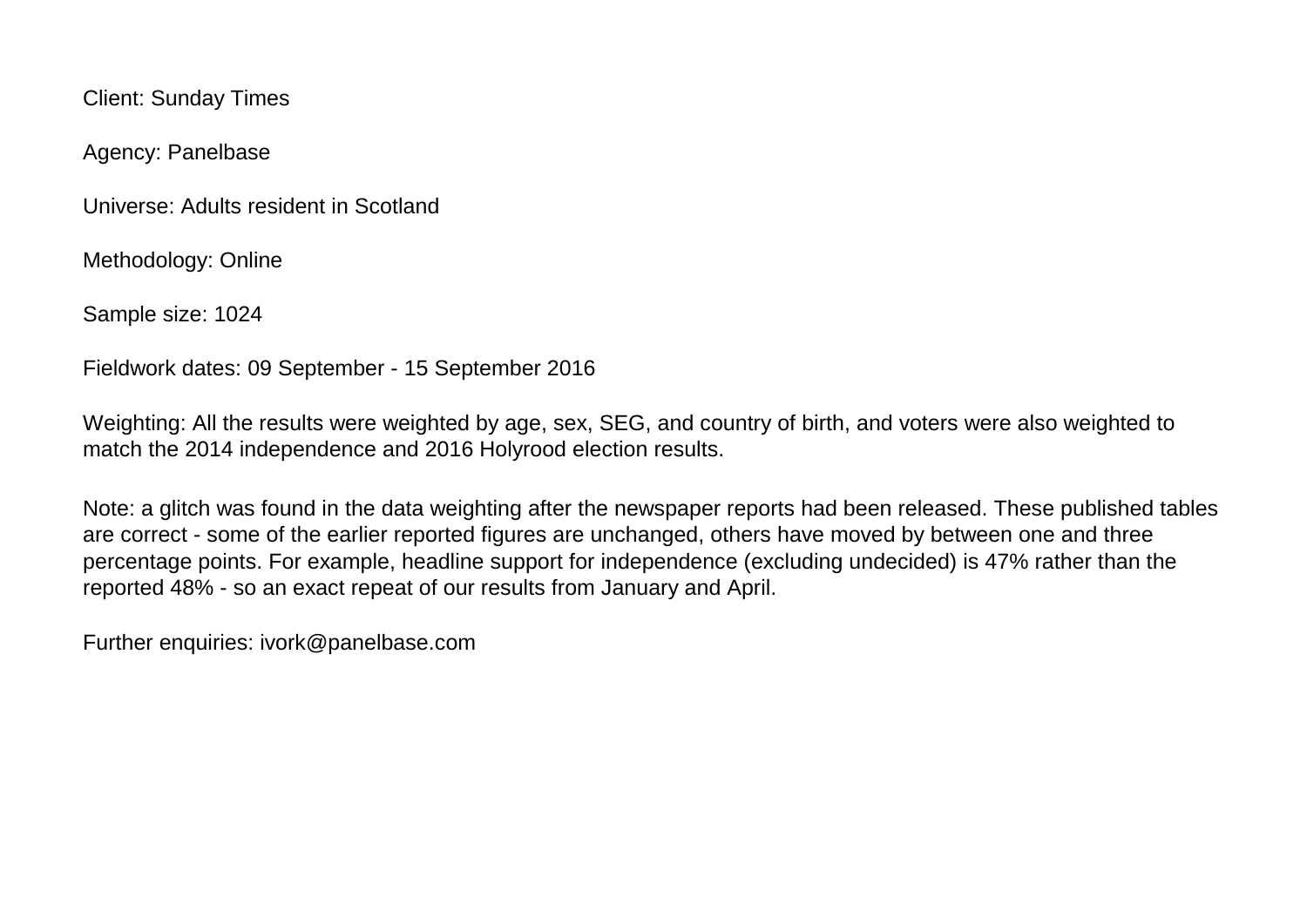Client: Sunday Times

Agency: Panelbase

Universe: Adults resident in Scotland

Methodology: Online

Sample size: 1024

Fieldwork dates: 09 September - 15 September 2016

Weighting: All the results were weighted by age, sex, SEG, and country of birth, and voters were also weighted to match the 2014 independence and 2016 Holyrood election results.

Note: a glitch was found in the data weighting after the newspaper reports had been released. These published tables are correct - some of the earlier reported figures are unchanged, others have moved by between one and three percentage points. For example, headline support for independence (excluding undecided) is 47% rather than the reported 48% - so an exact repeat of our results from January and April.

Further enquiries: ivork@panelbase.com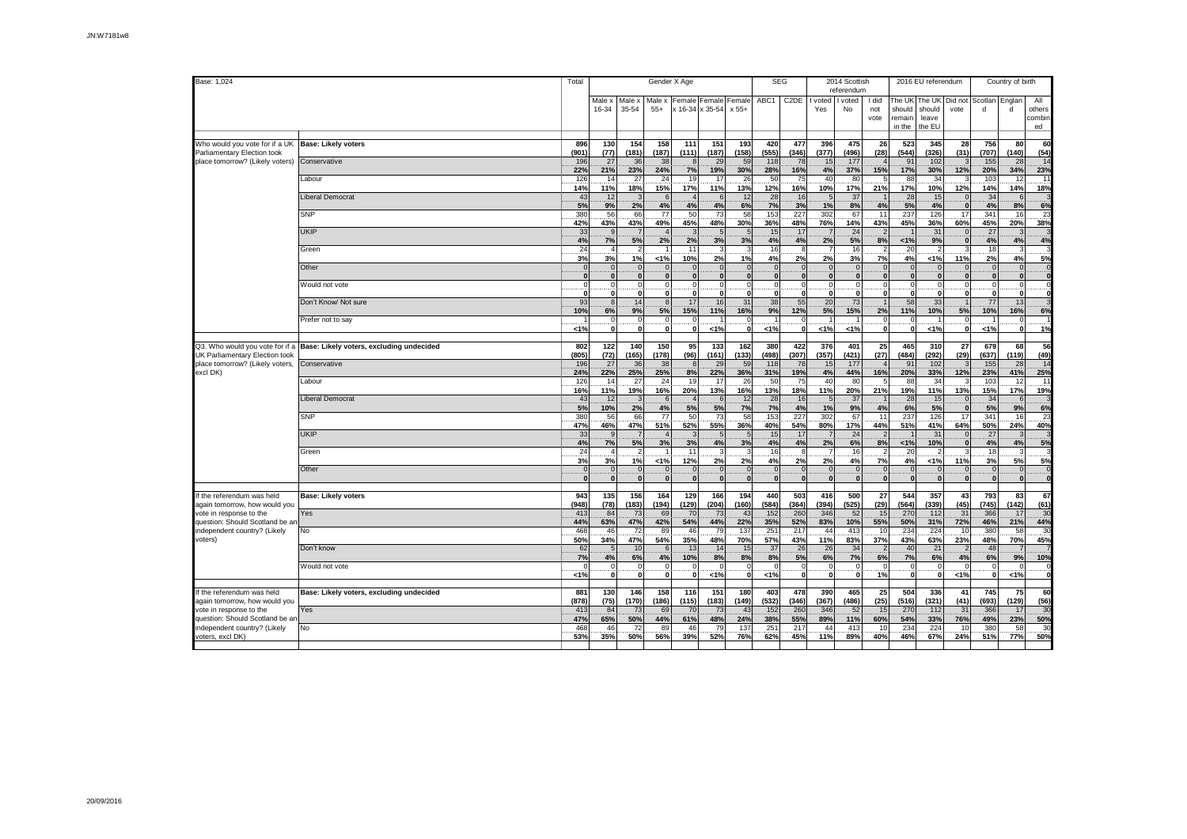JN:W7181w8

| Base: 1,024 | | Total | Gender X Age | | | | | | SEG | | 2014 Scottish referendum | | | 2016 EU referendum | | | Country of birth | | |
|---|---|---|---|---|---|---|---|---|---|---|---|---|---|---|---|---|---|---|---|
| | | | Male x 16-34 | Male x 35-54 | Male x 55+ | Female x 16-34 | Female x 35-54 | Female x 55+ | ABC1 | C2DE | I voted Yes | I voted No | I did not vote | The UK should remain in the EU | The UK should leave the EU | Did not vote | Scotland | England | All others combined |
| Who would you vote for if a UK Parliamentary Election took place tomorrow? (Likely voters) | **Base: Likely voters** | **896** | **130** | **154** | **158** | **111** | **151** | **193** | **420** | **477** | **396** | **475** | **26** | **523** | **345** | **28** | **756** | **80** | **60** |
| | | **(901)** | **(77)** | **(181)** | **(187)** | **(111)** | **(187)** | **(158)** | **(555)** | **(346)** | **(377)** | **(496)** | **(28)** | **(544)** | **(326)** | **(31)** | **(707)** | **(140)** | **(54)** |
| | Conservative | 196 | 27 | 36 | 38 | 8 | 29 | 59 | 118 | 78 | 15 | 177 | 4 | 91 | 102 | 3 | 155 | 28 | 14 |
| | | **22%** | **21%** | **23%** | **24%** | **7%** | **19%** | **30%** | **28%** | **16%** | **4%** | **37%** | **15%** | **17%** | **30%** | **12%** | **20%** | **34%** | **23%** |
| | Labour | 126 | 14 | 27 | 24 | 19 | 17 | 26 | 50 | 75 | 40 | 80 | 5 | 88 | 34 | 3 | 103 | 12 | 11 |
| | | **14%** | **11%** | **18%** | **15%** | **17%** | **11%** | **13%** | **12%** | **16%** | **10%** | **17%** | **21%** | **17%** | **10%** | **12%** | **14%** | **14%** | **18%** |
| | Liberal Democrat | 43 | 12 | 3 | 6 | 4 | 6 | 12 | 28 | 16 | 5 | 37 | 1 | 28 | 15 | 0 | 34 | 6 | 3 |
| | | **5%** | **9%** | **2%** | **4%** | **4%** | **4%** | **6%** | **7%** | **3%** | **1%** | **8%** | **4%** | **5%** | **4%** | **0** | **4%** | **8%** | **6%** |
| | SNP | 380 | 56 | 66 | 77 | 50 | 73 | 58 | 153 | 227 | 302 | 67 | 11 | 237 | 126 | 17 | 341 | 16 | 23 |
| | | **42%** | **43%** | **43%** | **49%** | **45%** | **48%** | **30%** | **36%** | **48%** | **76%** | **14%** | **43%** | **45%** | **36%** | **60%** | **45%** | **20%** | **38%** |
| | UKIP | 33 | 9 | 7 | 4 | 3 | 5 | 5 | 15 | 17 | 7 | 24 | 2 | 1 | 31 | 0 | 27 | 3 | 3 |
| | | **4%** | **7%** | **5%** | **2%** | **2%** | **3%** | **3%** | **4%** | **4%** | **2%** | **5%** | **8%** | **<1%** | **9%** | **0** | **4%** | **4%** | **4%** |
| | Green | 24 | 4 | 2 | 1 | 11 | 3 | 3 | 16 | 8 | 7 | 16 | 2 | 20 | 2 | 3 | 18 | 3 | 3 |
| | | **3%** | **3%** | **1%** | **<1%** | **10%** | **2%** | **1%** | **4%** | **2%** | **2%** | **3%** | **7%** | **4%** | **<1%** | **11%** | **2%** | **4%** | **5%** |
| | Other | 0 | 0 | 0 | 0 | 0 | 0 | 0 | 0 | 0 | 0 | 0 | 0 | 0 | 0 | 0 | 0 | 0 | 0 |
| | | **0** | **0** | **0** | **0** | **0** | **0** | **0** | **0** | **0** | **0** | **0** | **0** | **0** | **0** | **0** | **0** | **0** | **0** |
| | Would not vote | 0 | 0 | 0 | 0 | 0 | 0 | 0 | 0 | 0 | 0 | 0 | 0 | 0 | 0 | 0 | 0 | 0 | 0 |
| | | **0** | **0** | **0** | **0** | **0** | **0** | **0** | **0** | **0** | **0** | **0** | **0** | **0** | **0** | **0** | **0** | **0** | **0** |
| | Don't Know/ Not sure | 93 | 8 | 14 | 8 | 17 | 16 | 31 | 38 | 55 | 20 | 73 | 1 | 58 | 33 | 1 | 77 | 13 | 3 |
| | | **10%** | **6%** | **9%** | **5%** | **15%** | **11%** | **16%** | **9%** | **12%** | **5%** | **15%** | **2%** | **11%** | **10%** | **5%** | **10%** | **16%** | **6%** |
| | Prefer not to say | 1 | 0 | 0 | 0 | 0 | 1 | 0 | 1 | 0 | 1 | 1 | 0 | 0 | 1 | 0 | 1 | 0 | 1 |
| | | **<1%** | **0** | **0** | **0** | **0** | **<1%** | **0** | **<1%** | **0** | **<1%** | **<1%** | **0** | **0** | **<1%** | **0** | **<1%** | **0** | **1%** |
| Q3. Who would you vote for if a UK Parliamentary Election took place tomorrow? (Likely voters, excl DK) | **Base: Likely voters, excluding undecided** | **802** | **122** | **140** | **150** | **95** | **133** | **162** | **380** | **422** | **376** | **401** | **25** | **465** | **310** | **27** | **679** | **68** | **56** |
| | | **(805)** | **(72)** | **(165)** | **(178)** | **(96)** | **(161)** | **(133)** | **(498)** | **(307)** | **(357)** | **(421)** | **(27)** | **(484)** | **(292)** | **(29)** | **(637)** | **(119)** | **(49)** |
| | Conservative | 196 | 27 | 36 | 38 | 8 | 29 | 59 | 118 | 78 | 15 | 177 | 4 | 91 | 102 | 3 | 155 | 28 | 14 |
| | | **24%** | **22%** | **25%** | **25%** | **8%** | **22%** | **36%** | **31%** | **19%** | **4%** | **44%** | **16%** | **20%** | **33%** | **12%** | **23%** | **41%** | **25%** |
| | Labour | 126 | 14 | 27 | 24 | 19 | 17 | 26 | 50 | 75 | 40 | 80 | 5 | 88 | 34 | 3 | 103 | 12 | 11 |
| | | **16%** | **11%** | **19%** | **16%** | **20%** | **13%** | **16%** | **13%** | **18%** | **11%** | **20%** | **21%** | **19%** | **11%** | **13%** | **15%** | **17%** | **19%** |
| | Liberal Democrat | 43 | 12 | 3 | 6 | 4 | 6 | 12 | 28 | 16 | 5 | 37 | 1 | 28 | 15 | 0 | 34 | 6 | 3 |
| | | **5%** | **10%** | **2%** | **4%** | **5%** | **5%** | **7%** | **7%** | **4%** | **1%** | **9%** | **4%** | **6%** | **5%** | **0** | **5%** | **9%** | **6%** |
| | SNP | 380 | 56 | 66 | 77 | 50 | 73 | 58 | 153 | 227 | 302 | 67 | 11 | 237 | 126 | 17 | 341 | 16 | 23 |
| | | **47%** | **46%** | **47%** | **51%** | **52%** | **55%** | **36%** | **40%** | **54%** | **80%** | **17%** | **44%** | **51%** | **41%** | **64%** | **50%** | **24%** | **40%** |
| | UKIP | 33 | 9 | 7 | 4 | 3 | 5 | 5 | 15 | 17 | 7 | 24 | 2 | 1 | 31 | 0 | 27 | 3 | 3 |
| | | **4%** | **7%** | **5%** | **3%** | **3%** | **4%** | **3%** | **4%** | **4%** | **2%** | **6%** | **8%** | **<1%** | **10%** | **0** | **4%** | **4%** | **5%** |
| | Green | 24 | 4 | 2 | 1 | 11 | 3 | 3 | 16 | 8 | 7 | 16 | 2 | 20 | 2 | 3 | 18 | 3 | 3 |
| | | **3%** | **3%** | **1%** | **<1%** | **12%** | **2%** | **2%** | **4%** | **2%** | **2%** | **4%** | **7%** | **4%** | **<1%** | **11%** | **3%** | **5%** | **5%** |
| | Other | 0 | 0 | 0 | 0 | 0 | 0 | 0 | 0 | 0 | 0 | 0 | 0 | 0 | 0 | 0 | 0 | 0 | 0 |
| | | **0** | **0** | **0** | **0** | **0** | **0** | **0** | **0** | **0** | **0** | **0** | **0** | **0** | **0** | **0** | **0** | **0** | **0** |
| If the referendum was held again tomorrow, how would you vote in response to the question: Should Scotland be an independent country? (Likely voters) | **Base: Likely voters** | **943** | **135** | **156** | **164** | **129** | **166** | **194** | **440** | **503** | **416** | **500** | **27** | **544** | **357** | **43** | **793** | **83** | **67** |
| | | **(948)** | **(78)** | **(183)** | **(194)** | **(129)** | **(204)** | **(160)** | **(584)** | **(364)** | **(394)** | **(525)** | **(29)** | **(564)** | **(339)** | **(45)** | **(745)** | **(142)** | **(61)** |
| | Yes | 413 | 84 | 73 | 69 | 70 | 73 | 43 | 152 | 260 | 346 | 52 | 15 | 270 | 112 | 31 | 366 | 17 | 30 |
| | | **44%** | **63%** | **47%** | **42%** | **54%** | **44%** | **22%** | **35%** | **52%** | **83%** | **10%** | **55%** | **50%** | **31%** | **72%** | **46%** | **21%** | **44%** |
| | No | 468 | 46 | 72 | 89 | 46 | 79 | 137 | 251 | 217 | 44 | 413 | 10 | 234 | 224 | 10 | 380 | 58 | 30 |
| | | **50%** | **34%** | **47%** | **54%** | **35%** | **48%** | **70%** | **57%** | **43%** | **11%** | **83%** | **37%** | **43%** | **63%** | **23%** | **48%** | **70%** | **45%** |
| | Don't know | 62 | 5 | 10 | 6 | 13 | 14 | 15 | 37 | 26 | 26 | 34 | 2 | 40 | 21 | 2 | 48 | 7 | 7 |
| | | **7%** | **4%** | **6%** | **4%** | **10%** | **8%** | **8%** | **8%** | **5%** | **6%** | **7%** | **6%** | **7%** | **6%** | **4%** | **6%** | **9%** | **10%** |
| | Would not vote | 0 | 0 | 0 | 0 | 0 | 0 | 0 | 0 | 0 | 0 | 0 | 0 | 0 | 0 | 0 | 0 | 0 | 0 |
| | | **<1%** | **0** | **0** | **0** | **0** | **<1%** | **0** | **<1%** | **0** | **0** | **0** | **1%** | **0** | **0** | **<1%** | **0** | **<1%** | **0** |
| If the referendum was held again tomorrow, how would you vote in response to the question: Should Scotland be an independent country? (Likely voters, excl DK) | **Base: Likely voters, excluding undecided** | **881** | **130** | **146** | **158** | **116** | **151** | **180** | **403** | **478** | **390** | **465** | **25** | **504** | **336** | **41** | **745** | **75** | **60** |
| | | **(878)** | **(75)** | **(170)** | **(186)** | **(115)** | **(183)** | **(149)** | **(532)** | **(346)** | **(367)** | **(486)** | **(25)** | **(516)** | **(321)** | **(41)** | **(693)** | **(129)** | **(56)** |
| | Yes | 413 | 84 | 73 | 69 | 70 | 73 | 43 | 152 | 260 | 346 | 52 | 15 | 270 | 112 | 31 | 366 | 17 | 30 |
| | | **47%** | **65%** | **50%** | **44%** | **61%** | **48%** | **24%** | **38%** | **55%** | **89%** | **11%** | **60%** | **54%** | **33%** | **76%** | **49%** | **23%** | **50%** |
| | No | 468 | 46 | 72 | 89 | 46 | 79 | 137 | 251 | 217 | 44 | 413 | 10 | 234 | 224 | 10 | 380 | 58 | 30 |
| | | **53%** | **35%** | **50%** | **56%** | **39%** | **52%** | **76%** | **62%** | **45%** | **11%** | **89%** | **40%** | **46%** | **67%** | **24%** | **51%** | **77%** | **50%** |

20/09/2016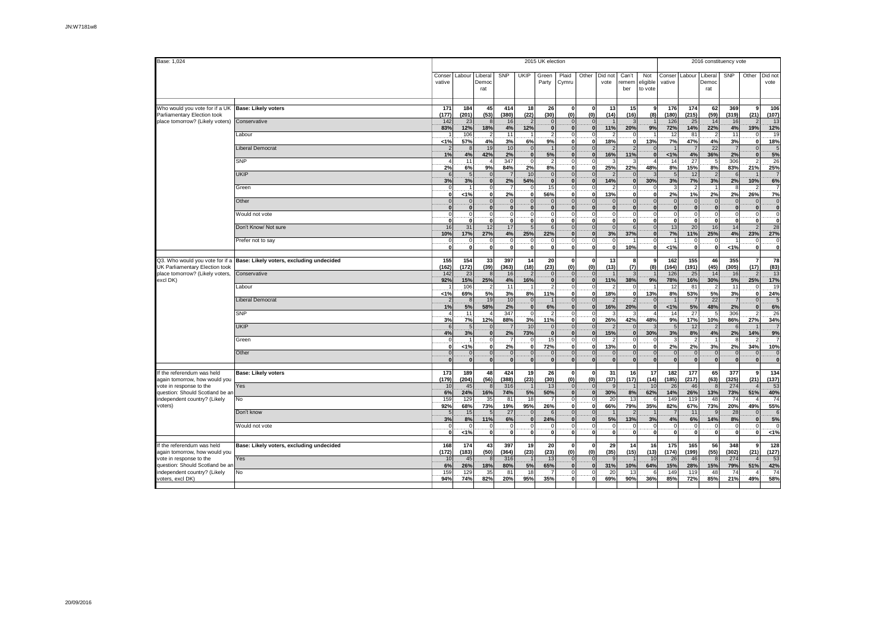Base: 1,024

| | | 2015 UK election | | | | | | | | | | | 2016 constituency vote | | | | | |
|---|---|---|---|---|---|---|---|---|---|---|---|---|---|---|---|---|---|---|
| | | Conservative | Labour | Liberal Democrat | SNP | UKIP | Green Party | Plaid Cymru | Other | Did not vote | Can't remember | Not eligible to vote | Conservative | Labour | Liberal Democrat | SNP | Other | Did not vote |
| Who would you vote for if a UK Parliamentary Election took place tomorrow? (Likely voters) | **Base: Likely voters** | **171** | **184** | **45** | **414** | **18** | **26** | **0** | **0** | **13** | **15** | **9** | **176** | **174** | **62** | **369** | **9** | **106** |
| | | **(177)** | **(201)** | **(53)** | **(380)** | **(22)** | **(30)** | **(0)** | **(0)** | **(14)** | **(16)** | **(8)** | **(180)** | **(215)** | **(59)** | **(319)** | **(21)** | **(107)** |
| | Conservative | 142 | 23 | 8 | 16 | 2 | 0 | 0 | 0 | 1 | 3 | 1 | 126 | 25 | 14 | 16 | 2 | 13 |
| | | **83%** | **12%** | **18%** | **4%** | **12%** | **0** | **0** | **0** | **11%** | **20%** | **9%** | **72%** | **14%** | **22%** | **4%** | **19%** | **12%** |
| | Labour | 1 | 106 | 2 | 11 | 1 | 2 | 0 | 0 | 2 | 0 | 1 | 12 | 81 | 2 | 11 | 0 | 19 |
| | | **<1%** | **57%** | **4%** | **3%** | **6%** | **9%** | **0** | **0** | **18%** | **0** | **13%** | **7%** | **47%** | **4%** | **3%** | **0** | **18%** |
| | Liberal Democrat | 2 | 8 | 19 | 10 | 0 | 1 | 0 | 0 | 2 | 2 | 0 | 1 | 7 | 22 | 7 | 0 | 5 |
| | | **1%** | **4%** | **42%** | **2%** | **0** | **5%** | **0** | **0** | **16%** | **11%** | **0** | **<1%** | **4%** | **36%** | **2%** | **0** | **5%** |
| | SNP | 4 | 11 | 4 | 347 | 0 | 2 | 0 | 0 | 3 | 3 | 4 | 14 | 27 | 5 | 306 | 2 | 26 |
| | | **2%** | **6%** | **9%** | **84%** | **2%** | **8%** | **0** | **0** | **25%** | **22%** | **48%** | **8%** | **15%** | **8%** | **83%** | **21%** | **25%** |
| | UKIP | 6 | 5 | 0 | 7 | 10 | 0 | 0 | 0 | 2 | 0 | 3 | 5 | 12 | 2 | 6 | 1 | 7 |
| | | **3%** | **3%** | **0** | **2%** | **54%** | **0** | **0** | **0** | **14%** | **0** | **30%** | **3%** | **7%** | **3%** | **2%** | **10%** | **6%** |
| | Green | 0 | 1 | 0 | 7 | 0 | 15 | 0 | 0 | 2 | 0 | 0 | 3 | 2 | 1 | 8 | 2 | 7 |
| | | **0** | **<1%** | **0** | **2%** | **0** | **56%** | **0** | **0** | **13%** | **0** | **0** | **2%** | **1%** | **2%** | **2%** | **26%** | **7%** |
| | Other | 0 | 0 | 0 | 0 | 0 | 0 | 0 | 0 | 0 | 0 | 0 | 0 | 0 | 0 | 0 | 0 | 0 |
| | | **0** | **0** | **0** | **0** | **0** | **0** | **0** | **0** | **0** | **0** | **0** | **0** | **0** | **0** | **0** | **0** | **0** |
| | Would not vote | 0 | 0 | 0 | 0 | 0 | 0 | 0 | 0 | 0 | 0 | 0 | 0 | 0 | 0 | 0 | 0 | 0 |
| | | **0** | **0** | **0** | **0** | **0** | **0** | **0** | **0** | **0** | **0** | **0** | **0** | **0** | **0** | **0** | **0** | **0** |
| | Don't Know/ Not sure | 16 | 31 | 12 | 17 | 5 | 6 | 0 | 0 | 0 | 6 | 0 | 13 | 20 | 16 | 14 | 2 | 28 |
| | | **10%** | **17%** | **27%** | **4%** | **25%** | **22%** | **0** | **0** | **3%** | **37%** | **0** | **7%** | **11%** | **25%** | **4%** | **23%** | **27%** |
| | Prefer not to say | 0 | 0 | 0 | 0 | 0 | 0 | 0 | 0 | 0 | 1 | 0 | 1 | 0 | 0 | 1 | 0 | 0 |
| | | **0** | **0** | **0** | **0** | **0** | **0** | **0** | **0** | **0** | **10%** | **0** | **<1%** | **0** | **0** | **<1%** | **0** | **0** |
| Q3. Who would you vote for if a UK Parliamentary Election took place tomorrow? (Likely voters, excl DK) | **Base: Likely voters, excluding undecided** | **155** | **154** | **33** | **397** | **14** | **20** | **0** | **0** | **13** | **8** | **9** | **162** | **155** | **46** | **355** | **7** | **78** |
| | | **(162)** | **(172)** | **(39)** | **(363)** | **(18)** | **(23)** | **(0)** | **(0)** | **(13)** | **(7)** | **(8)** | **(164)** | **(191)** | **(45)** | **(305)** | **(17)** | **(83)** |
| | Conservative | 142 | 23 | 8 | 16 | 2 | 0 | 0 | 0 | 1 | 3 | 1 | 126 | 25 | 14 | 16 | 2 | 13 |
| | | **92%** | **15%** | **25%** | **4%** | **16%** | **0** | **0** | **0** | **11%** | **38%** | **9%** | **78%** | **16%** | **30%** | **5%** | **25%** | **17%** |
| | Labour | 1 | 106 | 2 | 11 | 1 | 2 | 0 | 0 | 2 | 0 | 1 | 12 | 81 | 2 | 11 | 0 | 19 |
| | | **<1%** | **69%** | **5%** | **3%** | **8%** | **11%** | **0** | **0** | **18%** | **0** | **13%** | **8%** | **53%** | **5%** | **3%** | **0** | **24%** |
| | Liberal Democrat | 2 | 8 | 19 | 10 | 0 | 1 | 0 | 0 | 2 | 2 | 0 | 1 | 7 | 22 | 7 | 0 | 5 |
| | | **1%** | **5%** | **58%** | **2%** | **0** | **6%** | **0** | **0** | **16%** | **20%** | **0** | **<1%** | **5%** | **48%** | **2%** | **0** | **6%** |
| | SNP | 4 | 11 | 4 | 347 | 0 | 2 | 0 | 0 | 3 | 3 | 4 | 14 | 27 | 5 | 306 | 2 | 26 |
| | | **3%** | **7%** | **12%** | **88%** | **3%** | **11%** | **0** | **0** | **26%** | **42%** | **48%** | **9%** | **17%** | **10%** | **86%** | **27%** | **34%** |
| | UKIP | 6 | 5 | 0 | 7 | 10 | 0 | 0 | 0 | 2 | 0 | 3 | 5 | 12 | 2 | 6 | 1 | 7 |
| | | **4%** | **3%** | **0** | **2%** | **73%** | **0** | **0** | **0** | **15%** | **0** | **30%** | **3%** | **8%** | **4%** | **2%** | **14%** | **9%** |
| | Green | 0 | 1 | 0 | 7 | 0 | 15 | 0 | 0 | 2 | 0 | 0 | 3 | 2 | 1 | 8 | 2 | 7 |
| | | **0** | **<1%** | **0** | **2%** | **0** | **72%** | **0** | **0** | **13%** | **0** | **0** | **2%** | **2%** | **2%** | **2%** | **34%** | **10%** |
| | Other | 0 | 0 | 0 | 0 | 0 | 0 | 0 | 0 | 0 | 0 | 0 | 0 | 0 | 0 | 0 | 0 | 0 |
| | | **0** | **0** | **0** | **0** | **0** | **0** | **0** | **0** | **0** | **0** | **0** | **0** | **0** | **0** | **0** | **0** | **0** |
| If the referendum was held again tomorrow, how would you vote in response to the question: Should Scotland be an independent country? (Likely voters) | **Base: Likely voters** | **173** | **189** | **48** | **424** | **19** | **26** | **0** | **0** | **31** | **16** | **17** | **182** | **177** | **65** | **377** | **9** | **134** |
| | | **(179)** | **(204)** | **(56)** | **(388)** | **(23)** | **(30)** | **(0)** | **(0)** | **(37)** | **(17)** | **(14)** | **(185)** | **(217)** | **(63)** | **(325)** | **(21)** | **(137)** |
| | Yes | 10 | 45 | 8 | 316 | 1 | 13 | 0 | 0 | 9 | 1 | 10 | 26 | 46 | 8 | 274 | 4 | 53 |
| | | **6%** | **24%** | **16%** | **74%** | **5%** | **50%** | **0** | **0** | **30%** | **8%** | **62%** | **14%** | **26%** | **13%** | **73%** | **51%** | **40%** |
| | No | 159 | 129 | 35 | 81 | 18 | 7 | 0 | 0 | 20 | 13 | 6 | 149 | 119 | 48 | 74 | 4 | 74 |
| | | **92%** | **68%** | **73%** | **19%** | **95%** | **26%** | **0** | **0** | **66%** | **79%** | **35%** | **82%** | **67%** | **73%** | **20%** | **49%** | **55%** |
| | Don't know | 5 | 15 | 5 | 27 | 0 | 6 | 0 | 0 | 1 | 2 | 1 | 7 | 11 | 9 | 28 | 0 | 6 |
| | | **3%** | **8%** | **11%** | **6%** | **0** | **24%** | **0** | **0** | **5%** | **13%** | **3%** | **4%** | **6%** | **14%** | **8%** | **0** | **5%** |
| | Would not vote | 0 | 0 | 0 | 0 | 0 | 0 | 0 | 0 | 0 | 0 | 0 | 0 | 0 | 0 | 0 | 0 | 0 |
| | | **0** | **<1%** | **0** | **0** | **0** | **0** | **0** | **0** | **0** | **0** | **0** | **0** | **0** | **0** | **0** | **0** | **<1%** |
| If the referendum was held again tomorrow, how would you vote in response to the question: Should Scotland be an independent country? (Likely voters, excl DK) | **Base: Likely voters, excluding undecided** | **168** | **174** | **43** | **397** | **19** | **20** | **0** | **0** | **29** | **14** | **16** | **175** | **165** | **56** | **348** | **9** | **128** |
| | | **(172)** | **(183)** | **(50)** | **(364)** | **(23)** | **(23)** | **(0)** | **(0)** | **(35)** | **(15)** | **(13)** | **(174)** | **(199)** | **(55)** | **(302)** | **(21)** | **(127)** |
| | Yes | 10 | 45 | 8 | 316 | 1 | 13 | 0 | 0 | 9 | 1 | 10 | 26 | 46 | 8 | 274 | 4 | 53 |
| | | **6%** | **26%** | **18%** | **80%** | **5%** | **65%** | **0** | **0** | **31%** | **10%** | **64%** | **15%** | **28%** | **15%** | **79%** | **51%** | **42%** |
| | No | 159 | 129 | 35 | 81 | 18 | 7 | 0 | 0 | 20 | 13 | 6 | 149 | 119 | 48 | 74 | 4 | 74 |
| | | **94%** | **74%** | **82%** | **20%** | **95%** | **35%** | **0** | **0** | **69%** | **90%** | **36%** | **85%** | **72%** | **85%** | **21%** | **49%** | **58%** |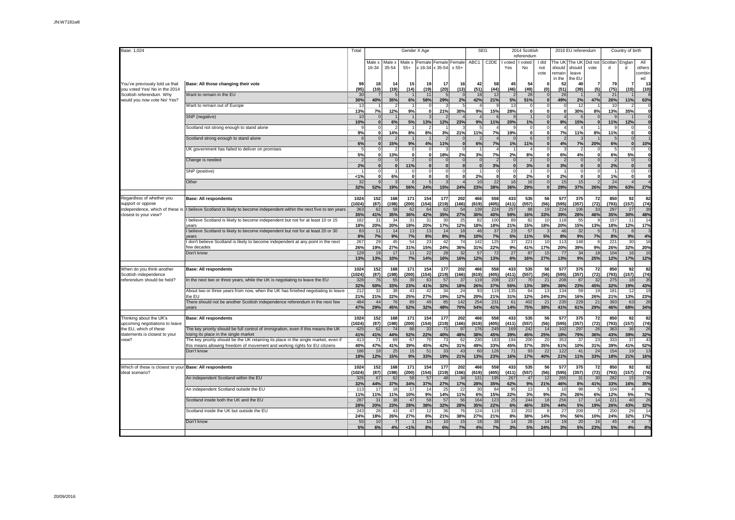Base: 1,024

| | | Total | Gender X Age | | | | | | SEG | | 2014 Scottish referendum | | | 2016 EU referendum | | | Country of birth | | |
|---|---|---|---|---|---|---|---|---|---|---|---|---|---|---|---|---|---|---|---|
| | | | Male x 16-34 | Male x 35-54 | Male x 55+ | Female x 16-34 | Female x 35-54 | Female x 55+ | ABC1 | C2DE | I voted Yes | I voted No | I did not vote | The UK should remain in the EU | The UK should leave the EU | Did not vote | Scotland | England | All others combined |
| You've previously told us that you voted Yes/ No in the 2014 Scottish referendum. Why would you now vote No/ Yes? | Base: All those changing their vote | 99 | 18 | 14 | 15 | 19 | 17 | 16 | 42 | 58 | 45 | 54 | 0 | 52 | 40 | 7 | 79 | 7 | 13 |
| | | (95) | (10) | (19) | (14) | (19) | (20) | (13) | (51) | (44) | (46) | (49) | (0) | (51) | (39) | (5) | (75) | (10) | (10) |
| | Want to remain in the EU | 30 | 7 | 5 | 1 | 11 | 5 | 0 | 18 | 12 | 2 | 28 | 0 | 26 | 1 | 3 | 21 | 1 | 8 |
| | | 30% | 40% | 35% | 6% | 58% | 29% | 2% | 42% | 21% | 5% | 51% | 0 | 49% | 2% | 47% | 26% | 11% | 63% |
| | Want to remain out of Europe | 13 | 1 | 2 | 1 | 0 | 3 | 5 | 4 | 9 | 13 | 0 | 0 | 0 | 12 | 1 | 10 | 2 | 0 |
| | | 13% | 7% | 12% | 9% | 0 | 21% | 30% | 9% | 15% | 28% | 0 | 0 | 0 | 30% | 8% | 13% | 35% | 0 |
| | SNP (negative) | 10 | 0 | 1 | 1 | 3 | 2 | 4 | 4 | 6 | 9 | 1 | 0 | 4 | 6 | 0 | 9 | 1 | 0 |
| | | 10% | 0 | 6% | 5% | 13% | 12% | 23% | 9% | 11% | 20% | 1% | 0 | 8% | 15% | 0 | 11% | 12% | 0 |
| | Scotland not strong enough to stand alone | 9 | 0 | 2 | 1 | 2 | 1 | 3 | 5 | 4 | 9 | 0 | 0 | 4 | 4 | 1 | 9 | 0 | 0 |
| | | 9% | 0 | 14% | 8% | 8% | 3% | 21% | 11% | 7% | 19% | 0 | 0 | 7% | 11% | 8% | 11% | 0 | 0 |
| | Scotland strong enough to stand alone | 6 | 0 | 2 | 1 | 1 | 2 | 0 | 2 | 4 | 0 | 6 | 0 | 2 | 3 | 1 | 5 | 0 | 1 |
| | | 6% | 0 | 15% | 9% | 4% | 11% | 0 | 6% | 7% | 1% | 11% | 0 | 4% | 7% | 20% | 6% | 0 | 10% |
| | UK government has failed to deliver on promises | 5 | 0 | 2 | 0 | 0 | 3 | 0 | 1 | 4 | 1 | 4 | 0 | 3 | 2 | 0 | 5 | 0 | 0 |
| | | 5% | 0 | 13% | 0 | 0 | 18% | 2% | 3% | 7% | 2% | 8% | 0 | 6% | 4% | 0 | 6% | 5% | 0 |
| | Change is needed | 2 | 0 | 0 | 2 | 0 | 0 | 0 | 0 | 2 | 0 | 2 | 0 | 2 | 0 | 0 | 2 | 0 | 0 |
| | | 2% | 0 | 0 | 11% | 0 | 0 | 0 | 0 | 3% | 0 | 3% | 0 | 3% | 0 | 0 | 2% | 0 | 0 |
| | SNP (positive) | 1 | 0 | 1 | 0 | 0 | 0 | 0 | 1 | 0 | 0 | 1 | 0 | 1 | 0 | 0 | 1 | 0 | 0 |
| | | <1% | 0 | 6% | 0 | 0 | 0 | 0 | 2% | 0 | 0 | 2% | 0 | 2% | 0 | 0 | 1% | 0 | 0 |
| | Other | 32 | 9 | 3 | 8 | 5 | 3 | 4 | 10 | 22 | 16 | 16 | 0 | 15 | 15 | 2 | 24 | 4 | 4 |
| | | 32% | 52% | 19% | 56% | 24% | 15% | 24% | 23% | 38% | 36% | 29% | 0 | 29% | 37% | 26% | 30% | 63% | 27% |
| Regardless of whether you support or oppose independence, which of these is closest to your view? | Base: All respondents | 1024 | 152 | 168 | 171 | 154 | 177 | 202 | 466 | 558 | 433 | 535 | 56 | 577 | 375 | 72 | 850 | 92 | 82 |
| | | (1024) | (87) | (198) | (200) | (154) | (219) | (166) | (619) | (405) | (411) | (557) | (56) | (595) | (357) | (72) | (793) | (157) | (74) |
| | I believe Scotland is likely to become independent within the next five to ten years | 363 | 62 | 58 | 62 | 64 | 62 | 54 | 139 | 224 | 257 | 88 | 19 | 224 | 106 | 33 | 297 | 27 | 39 |
| | | 35% | 41% | 35% | 36% | 42% | 35% | 27% | 30% | 40% | 59% | 16% | 33% | 39% | 28% | 46% | 35% | 30% | 48% |
| | I believe Scotland is likely to become independent but not for at least 10 or 15 years | 182 | 31 | 34 | 31 | 31 | 30 | 25 | 82 | 100 | 89 | 82 | 10 | 118 | 55 | 9 | 157 | 11 | 14 |
| | | 18% | 20% | 20% | 18% | 20% | 17% | 12% | 18% | 18% | 21% | 15% | 18% | 20% | 15% | 13% | 18% | 12% | 17% |
| | I believe Scotland is likely to become independent but not for at least 20 or 30 years | 83 | 11 | 14 | 13 | 13 | 14 | 18 | 46 | 37 | 23 | 57 | 3 | 46 | 32 | 5 | 71 | 8 | 3 |
| | | 8% | 7% | 9% | 7% | 8% | 8% | 9% | 10% | 7% | 5% | 11% | 5% | 8% | 9% | 7% | 8% | 9% | 4% |
| | I don't believe Scotland is likely to become independent at any point in the next few decades | 267 | 29 | 45 | 54 | 23 | 42 | 74 | 142 | 125 | 37 | 221 | 10 | 113 | 148 | 6 | 221 | 30 | 16 |
| | | 26% | 19% | 27% | 31% | 15% | 24% | 36% | 31% | 22% | 9% | 41% | 17% | 20% | 39% | 9% | 26% | 32% | 20% |
| | Don't know | 129 | 19 | 17 | 11 | 22 | 28 | 32 | 57 | 72 | 27 | 87 | 15 | 77 | 34 | 18 | 104 | 16 | 10 |
| | | 13% | 13% | 10% | 7% | 14% | 16% | 16% | 12% | 13% | 6% | 16% | 27% | 13% | 9% | 25% | 12% | 17% | 12% |
| When do you think another Scottish independence referendum should be held? | Base: All respondents | 1024 | 152 | 168 | 171 | 154 | 177 | 202 | 466 | 558 | 433 | 535 | 56 | 577 | 375 | 72 | 850 | 92 | 82 |
| | | (1024) | (87) | (198) | (200) | (154) | (219) | (166) | (619) | (405) | (411) | (557) | (56) | (595) | (357) | (72) | (793) | (157) | (74) |
| | In the next two or three years, while the UK is negotiating to leave the EU | 328 | 76 | 55 | 39 | 63 | 57 | 37 | 119 | 208 | 237 | 70 | 21 | 208 | 87 | 32 | 275 | 18 | 35 |
| | | 32% | 50% | 33% | 23% | 41% | 32% | 18% | 26% | 37% | 55% | 13% | 38% | 36% | 23% | 45% | 32% | 19% | 43% |
| | About two or three years from now, when the UK has finished negotiating to leave the EU | 212 | 32 | 38 | 43 | 42 | 34 | 24 | 93 | 119 | 135 | 64 | 13 | 134 | 59 | 19 | 181 | 12 | 19 |
| | | 21% | 21% | 22% | 25% | 27% | 19% | 12% | 20% | 21% | 31% | 12% | 24% | 23% | 16% | 26% | 21% | 13% | 23% |
| | There should not be another Scottish independence referendum in the next few years | 484 | 44 | 76 | 89 | 49 | 85 | 142 | 254 | 231 | 61 | 402 | 21 | 235 | 229 | 21 | 393 | 63 | 28 |
| | | 47% | 29% | 45% | 52% | 32% | 48% | 70% | 54% | 41% | 14% | 75% | 38% | 41% | 61% | 29% | 46% | 68% | 34% |
| Thinking about the UK's upcoming negotiations to leave the EU, which of these statements is closest to your view? | Base: All respondents | 1024 | 152 | 168 | 171 | 154 | 177 | 202 | 466 | 558 | 433 | 535 | 56 | 577 | 375 | 72 | 850 | 92 | 82 |
| | | (1024) | (87) | (198) | (200) | (154) | (219) | (166) | (619) | (405) | (411) | (557) | (56) | (595) | (357) | (72) | (793) | (157) | (74) |
| | The key priority should be full control of immigration, even if this means the UK losing its place in the single market | 425 | 62 | 74 | 88 | 33 | 71 | 97 | 176 | 249 | 169 | 242 | 14 | 102 | 297 | 26 | 363 | 36 | 26 |
| | | 41% | 41% | 44% | 52% | 22% | 40% | 48% | 38% | 45% | 39% | 45% | 25% | 18% | 79% | 36% | 43% | 39% | 32% |
| | The key priority should be the UK retaining its place in the single market, even if this means allowing freedom of movement and working rights for EU citizens | 413 | 71 | 69 | 67 | 70 | 73 | 62 | 230 | 183 | 194 | 200 | 20 | 353 | 37 | 23 | 333 | 37 | 43 |
| | | 40% | 47% | 41% | 39% | 45% | 42% | 31% | 49% | 33% | 45% | 37% | 35% | 61% | 10% | 31% | 39% | 41% | 52% |
| | Don't know | 186 | 18 | 25 | 15 | 51 | 33 | 43 | 60 | 126 | 71 | 93 | 22 | 122 | 41 | 24 | 154 | 19 | 13 |
| | | 18% | 12% | 15% | 9% | 33% | 19% | 21% | 13% | 23% | 16% | 17% | 40% | 21% | 11% | 33% | 18% | 21% | 16% |
| Which of these is closest to your ideal scenario? | Base: All respondents | 1024 | 152 | 168 | 171 | 154 | 177 | 202 | 466 | 558 | 433 | 535 | 56 | 577 | 375 | 72 | 850 | 92 | 82 |
| | | (1024) | (87) | (198) | (200) | (154) | (219) | (166) | (619) | (405) | (411) | (557) | (56) | (595) | (357) | (72) | (793) | (157) | (74) |
| | An independent Scotland within the EU | 326 | 67 | 62 | 58 | 57 | 48 | 34 | 131 | 195 | 267 | 47 | 12 | 265 | 31 | 30 | 282 | 15 | 29 |
| | | 32% | 44% | 37% | 34% | 37% | 27% | 17% | 28% | 35% | 62% | 9% | 21% | 46% | 8% | 41% | 33% | 16% | 35% |
| | An independent Scotland outside the EU | 113 | 17 | 18 | 17 | 14 | 25 | 22 | 30 | 84 | 95 | 13 | 5 | 10 | 98 | 5 | 104 | 4 | 6 |
| | | 11% | 11% | 11% | 10% | 9% | 14% | 11% | 6% | 15% | 22% | 3% | 9% | 2% | 26% | 6% | 12% | 5% | 7% |
| | Scotland inside both the UK and the EU | 287 | 31 | 38 | 47 | 58 | 57 | 56 | 164 | 123 | 25 | 244 | 18 | 256 | 17 | 14 | 221 | 40 | 26 |
| | | 28% | 20% | 23% | 28% | 38% | 32% | 28% | 35% | 22% | 6% | 46% | 33% | 44% | 5% | 19% | 26% | 43% | 32% |
| | Scotland inside the UK but outside the EU | 243 | 28 | 43 | 47 | 12 | 36 | 76 | 124 | 119 | 33 | 202 | 8 | 27 | 209 | 7 | 200 | 29 | 14 |
| | | 24% | 18% | 26% | 27% | 8% | 21% | 38% | 27% | 21% | 8% | 38% | 14% | 5% | 56% | 10% | 24% | 32% | 17% |
| | Don't know | 55 | 10 | 7 | 1 | 13 | 10 | 15 | 18 | 38 | 14 | 28 | 14 | 19 | 20 | 16 | 45 | 4 | 7 |
| | | 5% | 6% | 4% | <1% | 8% | 6% | 7% | 4% | 7% | 3% | 5% | 24% | 3% | 5% | 23% | 5% | 4% | 8% |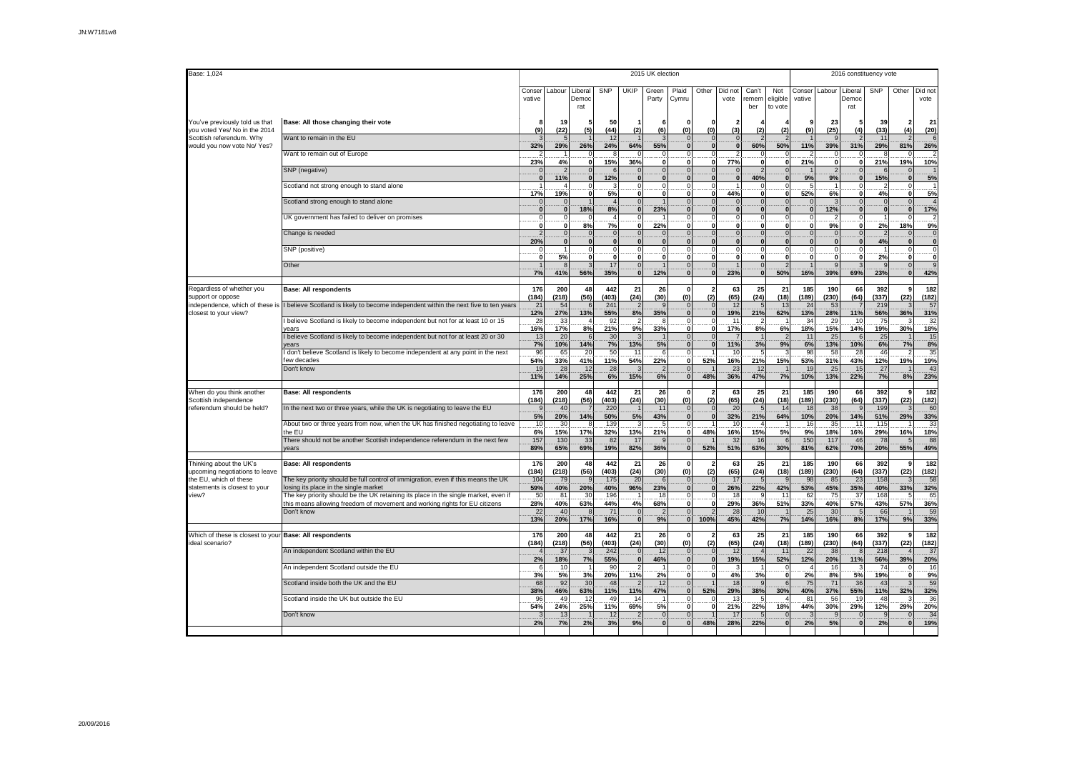Base: 1,024

| | | 2015 UK election | | | | | | | | | | | 2016 constituency vote | | | | | |
|---|---|---|---|---|---|---|---|---|---|---|---|---|---|---|---|---|---|---|
| | | Conservative | Labour | Liberal Democrat | SNP | UKIP | Green Party | Plaid Cymru | Other | Did not vote | Can't remember | Not eligible to vote | Conservative | Labour | Liberal Democrat | SNP | Other | Did not vote |
| You've previously told us that you voted Yes/ No in the 2014 Scottish referendum. Why would you now vote No/ Yes? | Base: All those changing their vote | 8 | 19 | 5 | 50 | 1 | 6 | 0 | 0 | 2 | 4 | 4 | 9 | 23 | 5 | 39 | 2 | 21 |
| | | (9) | (22) | (5) | (44) | (2) | (6) | (0) | (0) | (3) | (2) | (2) | (9) | (25) | (4) | (33) | (4) | (20) |
| | Want to remain in the EU | 3 | 5 | 1 | 12 | 1 | 3 | 0 | 0 | 0 | 2 | 2 | 1 | 9 | 2 | 11 | 2 | 6 |
| | | 32% | 29% | 26% | 24% | 64% | 55% | 0 | 0 | 0 | 60% | 50% | 11% | 39% | 31% | 29% | 81% | 26% |
| | Want to remain out of Europe | 2 | 1 | 0 | 8 | 0 | 0 | 0 | 0 | 2 | 0 | 0 | 2 | 0 | 0 | 8 | 0 | 2 |
| | | 23% | 4% | 0 | 15% | 36% | 0 | 0 | 0 | 77% | 0 | 0 | 21% | 0 | 0 | 21% | 19% | 10% |
| | SNP (negative) | 0 | 2 | 0 | 6 | 0 | 0 | 0 | 0 | 0 | 2 | 0 | 1 | 2 | 0 | 6 | 0 | 1 |
| | | 0 | 11% | 0 | 12% | 0 | 0 | 0 | 0 | 0 | 40% | 0 | 9% | 9% | 0 | 15% | 0 | 5% |
| | Scotland not strong enough to stand alone | 1 | 4 | 0 | 3 | 0 | 0 | 0 | 0 | 1 | 0 | 0 | 5 | 1 | 0 | 2 | 0 | 1 |
| | | 17% | 19% | 0 | 5% | 0 | 0 | 0 | 0 | 44% | 0 | 0 | 52% | 6% | 0 | 4% | 0 | 5% |
| | Scotland strong enough to stand alone | 0 | 0 | 1 | 4 | 0 | 1 | 0 | 0 | 0 | 0 | 0 | 0 | 3 | 0 | 0 | 0 | 4 |
| | | 0 | 0 | 18% | 8% | 0 | 23% | 0 | 0 | 0 | 0 | 0 | 0 | 12% | 0 | 0 | 0 | 17% |
| | UK government has failed to deliver on promises | 0 | 0 | 0 | 4 | 0 | 1 | 0 | 0 | 0 | 0 | 0 | 0 | 2 | 0 | 1 | 0 | 2 |
| | | 0 | 0 | 8% | 7% | 0 | 22% | 0 | 0 | 0 | 0 | 0 | 0 | 9% | 0 | 2% | 18% | 9% |
| | Change is needed | 2 | 0 | 0 | 0 | 0 | 0 | 0 | 0 | 0 | 0 | 0 | 0 | 0 | 0 | 2 | 0 | 0 |
| | | 20% | 0 | 0 | 0 | 0 | 0 | 0 | 0 | 0 | 0 | 0 | 0 | 0 | 0 | 4% | 0 | 0 |
| | SNP (positive) | 0 | 1 | 0 | 0 | 0 | 0 | 0 | 0 | 0 | 0 | 0 | 0 | 0 | 0 | 1 | 0 | 0 |
| | | 0 | 5% | 0 | 0 | 0 | 0 | 0 | 0 | 0 | 0 | 0 | 0 | 0 | 0 | 2% | 0 | 0 |
| | Other | 1 | 8 | 3 | 17 | 0 | 1 | 0 | 0 | 1 | 0 | 2 | 1 | 9 | 3 | 9 | 0 | 9 |
| | | 7% | 41% | 56% | 35% | 0 | 12% | 0 | 0 | 23% | 0 | 50% | 16% | 39% | 69% | 23% | 0 | 42% |
| Regardless of whether you support or oppose independence, which of these is closest to your view? | Base: All respondents | 176 | 200 | 48 | 442 | 21 | 26 | 0 | 2 | 63 | 25 | 21 | 185 | 190 | 66 | 392 | 9 | 182 |
| | | (184) | (218) | (56) | (403) | (24) | (30) | (0) | (2) | (65) | (24) | (18) | (189) | (230) | (64) | (337) | (22) | (182) |
| | I believe Scotland is likely to become independent within the next five to ten years | 21 | 54 | 6 | 241 | 2 | 9 | 0 | 0 | 12 | 5 | 13 | 24 | 53 | 7 | 219 | 3 | 57 |
| | | 12% | 27% | 13% | 55% | 8% | 35% | 0 | 0 | 19% | 21% | 62% | 13% | 28% | 11% | 56% | 36% | 31% |
| | I believe Scotland is likely to become independent but not for at least 10 or 15 years | 28 | 33 | 4 | 92 | 2 | 8 | 0 | 0 | 11 | 2 | 1 | 34 | 29 | 10 | 75 | 3 | 32 |
| | | 16% | 17% | 8% | 21% | 9% | 33% | 0 | 0 | 17% | 8% | 6% | 18% | 15% | 14% | 19% | 30% | 18% |
| | I believe Scotland is likely to become independent but not for at least 20 or 30 years | 13 | 20 | 6 | 30 | 3 | 1 | 0 | 0 | 7 | 1 | 2 | 11 | 25 | 6 | 25 | 1 | 15 |
| | | 7% | 10% | 14% | 7% | 13% | 5% | 0 | 0 | 11% | 3% | 9% | 6% | 13% | 10% | 6% | 7% | 8% |
| | I don't believe Scotland is likely to become independent at any point in the next few decades | 96 | 65 | 20 | 50 | 11 | 6 | 0 | 1 | 10 | 5 | 3 | 98 | 58 | 28 | 46 | 2 | 35 |
| | | 54% | 33% | 41% | 11% | 54% | 22% | 0 | 52% | 16% | 21% | 15% | 53% | 31% | 43% | 12% | 19% | 19% |
| | Don't know | 19 | 28 | 12 | 28 | 3 | 2 | 0 | 1 | 23 | 12 | 1 | 19 | 25 | 15 | 27 | 1 | 43 |
| | | 11% | 14% | 25% | 6% | 15% | 6% | 0 | 48% | 36% | 47% | 7% | 10% | 13% | 22% | 7% | 8% | 23% |
| When do you think another Scottish independence referendum should be held? | Base: All respondents | 176 | 200 | 48 | 442 | 21 | 26 | 0 | 2 | 63 | 25 | 21 | 185 | 190 | 66 | 392 | 9 | 182 |
| | | (184) | (218) | (56) | (403) | (24) | (30) | (0) | (2) | (65) | (24) | (18) | (189) | (230) | (64) | (337) | (22) | (182) |
| | In the next two or three years, while the UK is negotiating to leave the EU | 9 | 40 | 7 | 220 | 1 | 11 | 0 | 0 | 20 | 5 | 14 | 18 | 38 | 9 | 199 | 3 | 60 |
| | | 5% | 20% | 14% | 50% | 5% | 43% | 0 | 0 | 32% | 21% | 64% | 10% | 20% | 14% | 51% | 29% | 33% |
| | About two or three years from now, when the UK has finished negotiating to leave the EU | 10 | 30 | 8 | 139 | 3 | 5 | 0 | 1 | 10 | 4 | 1 | 16 | 35 | 11 | 115 | 1 | 33 |
| | | 6% | 15% | 17% | 32% | 13% | 21% | 0 | 48% | 16% | 15% | 5% | 9% | 18% | 16% | 29% | 16% | 18% |
| | There should not be another Scottish independence referendum in the next few years | 157 | 130 | 33 | 82 | 17 | 9 | 0 | 1 | 32 | 16 | 6 | 150 | 117 | 46 | 78 | 5 | 88 |
| | | 89% | 65% | 69% | 19% | 82% | 36% | 0 | 52% | 51% | 63% | 30% | 81% | 62% | 70% | 20% | 55% | 49% |
| Thinking about the UK's upcoming negotiations to leave the EU, which of these statements is closest to your view? | Base: All respondents | 176 | 200 | 48 | 442 | 21 | 26 | 0 | 2 | 63 | 25 | 21 | 185 | 190 | 66 | 392 | 9 | 182 |
| | | (184) | (218) | (56) | (403) | (24) | (30) | (0) | (2) | (65) | (24) | (18) | (189) | (230) | (64) | (337) | (22) | (182) |
| | The key priority should be full control of immigration, even if this means the UK losing its place in the single market | 104 | 79 | 9 | 175 | 20 | 6 | 0 | 0 | 17 | 5 | 9 | 98 | 85 | 23 | 158 | 3 | 58 |
| | | 59% | 40% | 20% | 40% | 96% | 23% | 0 | 0 | 26% | 22% | 42% | 53% | 45% | 35% | 40% | 33% | 32% |
| | The key priority should be the UK retaining its place in the single market, even if this means allowing freedom of movement and working rights for EU citizens | 50 | 81 | 30 | 196 | 1 | 18 | 0 | 0 | 18 | 9 | 11 | 62 | 75 | 37 | 168 | 5 | 65 |
| | | 28% | 40% | 63% | 44% | 4% | 68% | 0 | 0 | 29% | 36% | 51% | 33% | 40% | 57% | 43% | 57% | 36% |
| | Don't know | 22 | 40 | 8 | 71 | 0 | 2 | 0 | 2 | 28 | 10 | 1 | 25 | 30 | 5 | 66 | 1 | 59 |
| | | 13% | 20% | 17% | 16% | 0 | 9% | 0 | 100% | 45% | 42% | 7% | 14% | 16% | 8% | 17% | 9% | 33% |
| Which of these is closest to your ideal scenario? | Base: All respondents | 176 | 200 | 48 | 442 | 21 | 26 | 0 | 2 | 63 | 25 | 21 | 185 | 190 | 66 | 392 | 9 | 182 |
| | | (184) | (218) | (56) | (403) | (24) | (30) | (0) | (2) | (65) | (24) | (18) | (189) | (230) | (64) | (337) | (22) | (182) |
| | An independent Scotland within the EU | 4 | 37 | 3 | 242 | 0 | 12 | 0 | 0 | 12 | 4 | 11 | 22 | 38 | 8 | 218 | 4 | 37 |
| | | 2% | 18% | 7% | 55% | 0 | 46% | 0 | 0 | 19% | 15% | 52% | 12% | 20% | 11% | 56% | 39% | 20% |
| | An independent Scotland outside the EU | 6 | 10 | 1 | 90 | 2 | 1 | 0 | 0 | 3 | 1 | 0 | 4 | 16 | 3 | 74 | 0 | 16 |
| | | 3% | 5% | 3% | 20% | 11% | 2% | 0 | 0 | 4% | 3% | 0 | 2% | 8% | 5% | 19% | 0 | 9% |
| | Scotland inside both the UK and the EU | 68 | 92 | 30 | 48 | 2 | 12 | 0 | 1 | 18 | 9 | 6 | 75 | 71 | 36 | 43 | 3 | 59 |
| | | 38% | 46% | 63% | 11% | 11% | 47% | 0 | 52% | 29% | 38% | 30% | 40% | 37% | 55% | 11% | 32% | 32% |
| | Scotland inside the UK but outside the EU | 96 | 49 | 12 | 49 | 14 | 1 | 0 | 0 | 13 | 5 | 4 | 81 | 56 | 19 | 48 | 3 | 36 |
| | | 54% | 24% | 25% | 11% | 69% | 5% | 0 | 0 | 21% | 22% | 18% | 44% | 30% | 29% | 12% | 29% | 20% |
| | Don't know | 3 | 13 | 1 | 12 | 2 | 0 | 0 | 1 | 17 | 5 | 0 | 3 | 9 | 0 | 9 | 0 | 34 |
| | | 2% | 7% | 2% | 3% | 9% | 0 | 0 | 48% | 28% | 22% | 0 | 2% | 5% | 0 | 2% | 0 | 19% |